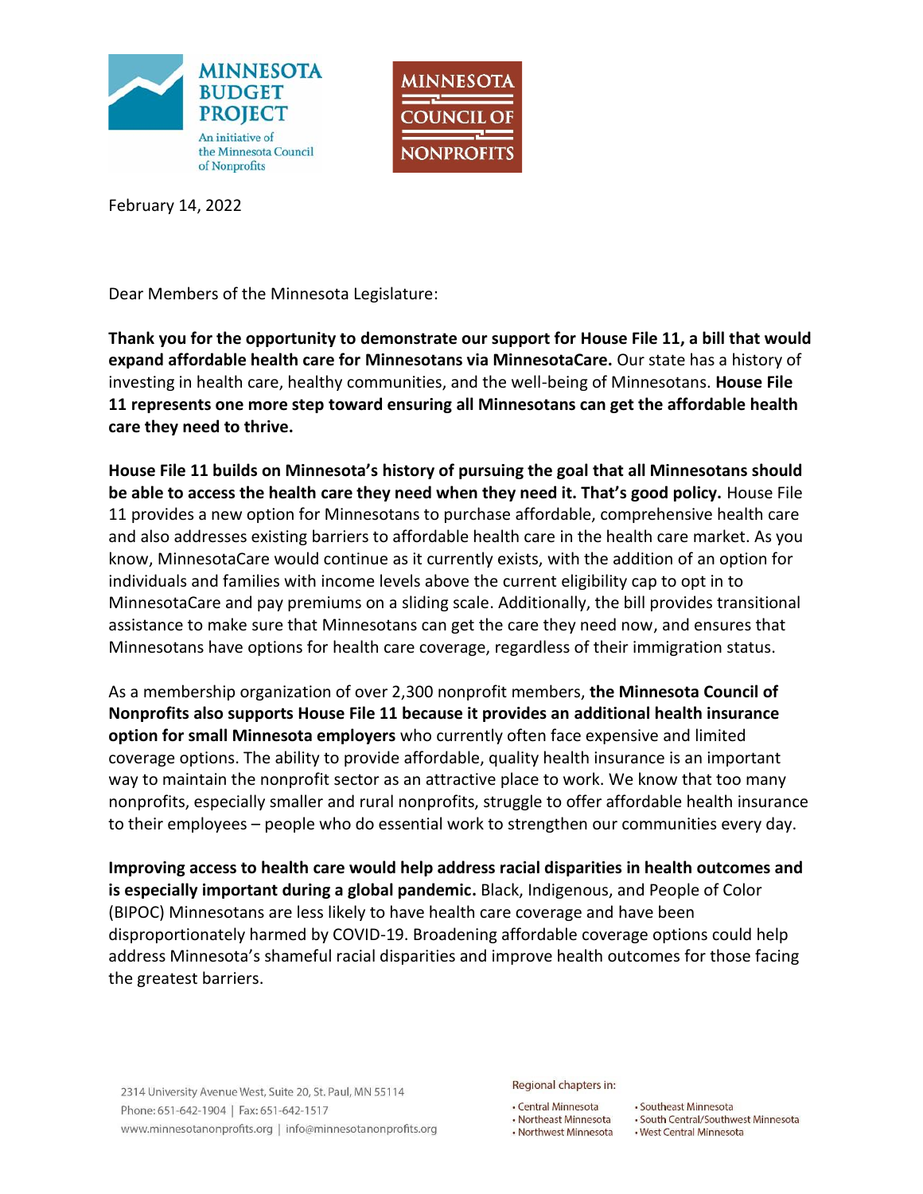MINNESOTA BUDGET PROJECT
An initiative of the Minnesota Council of Nonprofits

MINNESOTA COUNCIL OF NONPROFITS

February 14, 2022

Dear Members of the Minnesota Legislature:

**Thank you for the opportunity to demonstrate our support for House File 11, a bill that would expand affordable health care for Minnesotans via MinnesotaCare.** Our state has a history of investing in health care, healthy communities, and the well-being of Minnesotans. **House File 11 represents one more step toward ensuring all Minnesotans can get the affordable health care they need to thrive.**

**House File 11 builds on Minnesota's history of pursuing the goal that all Minnesotans should be able to access the health care they need when they need it. That's good policy.** House File 11 provides a new option for Minnesotans to purchase affordable, comprehensive health care and also addresses existing barriers to affordable health care in the health care market. As you know, MinnesotaCare would continue as it currently exists, with the addition of an option for individuals and families with income levels above the current eligibility cap to opt in to MinnesotaCare and pay premiums on a sliding scale. Additionally, the bill provides transitional assistance to make sure that Minnesotans can get the care they need now, and ensures that Minnesotans have options for health care coverage, regardless of their immigration status.

As a membership organization of over 2,300 nonprofit members, **the Minnesota Council of Nonprofits also supports House File 11 because it provides an additional health insurance option for small Minnesota employers** who currently often face expensive and limited coverage options. The ability to provide affordable, quality health insurance is an important way to maintain the nonprofit sector as an attractive place to work. We know that too many nonprofits, especially smaller and rural nonprofits, struggle to offer affordable health insurance to their employees – people who do essential work to strengthen our communities every day.

**Improving access to health care would help address racial disparities in health outcomes and is especially important during a global pandemic.** Black, Indigenous, and People of Color (BIPOC) Minnesotans are less likely to have health care coverage and have been disproportionately harmed by COVID-19. Broadening affordable coverage options could help address Minnesota's shameful racial disparities and improve health outcomes for those facing the greatest barriers.

2314 University Avenue West, Suite 20, St. Paul, MN 55114
Phone: 651-642-1904 | Fax: 651-642-1517
www.minnesotanonprofits.org | info@minnesotanonprofits.org

Regional chapters in:

- Central Minnesota
- Northeast Minnesota
- Northwest Minnesota
- Southeast Minnesota
- South Central/Southwest Minnesota
- West Central Minnesota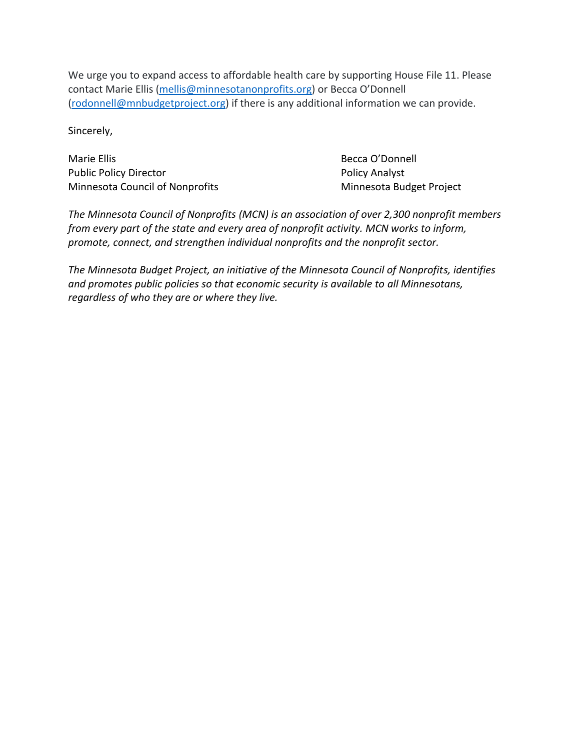We urge you to expand access to affordable health care by supporting House File 11. Please contact Marie Ellis (mellis@minnesotanonprofits.org) or Becca O'Donnell (rodonnell@mnbudgetproject.org) if there is any additional information we can provide.

Sincerely,

Marie Ellis
Public Policy Director
Minnesota Council of Nonprofits

Becca O'Donnell
Policy Analyst
Minnesota Budget Project

*The Minnesota Council of Nonprofits (MCN) is an association of over 2,300 nonprofit members from every part of the state and every area of nonprofit activity. MCN works to inform, promote, connect, and strengthen individual nonprofits and the nonprofit sector.*

*The Minnesota Budget Project, an initiative of the Minnesota Council of Nonprofits, identifies and promotes public policies so that economic security is available to all Minnesotans, regardless of who they are or where they live.*